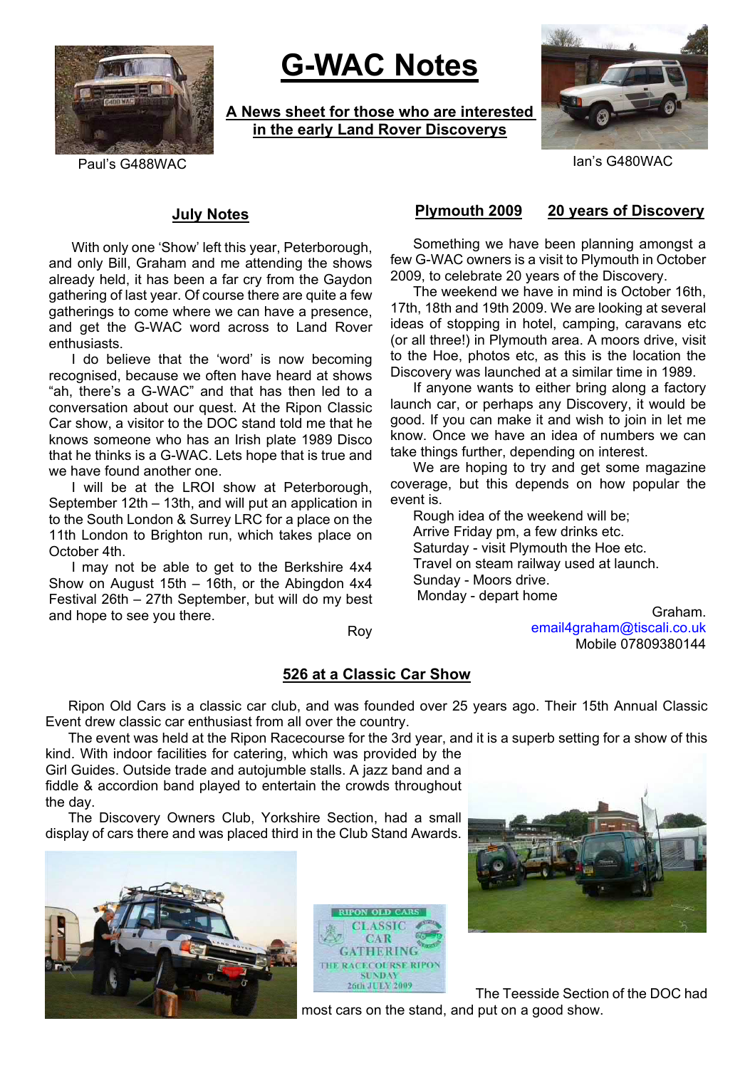# G-WAC Notes

**A News sheet for those who are interested in the early Land Rover Discoverys**

Paul's G488WAC

Ian's G480WAC

## July Notes

With only one 'Show' left this year, Peterborough, and only Bill, Graham and me attending the shows already held, it has been a far cry from the Gaydon gathering of last year. Of course there are quite a few gatherings to come where we can have a presence, and get the G-WAC word across to Land Rover enthusiasts.

I do believe that the 'word' is now becoming recognised, because we often have heard at shows "ah, there's a G-WAC" and that has then led to a conversation about our quest. At the Ripon Classic Car show, a visitor to the DOC stand told me that he knows someone who has an Irish plate 1989 Disco that he thinks is a G-WAC. Lets hope that is true and we have found another one.

I will be at the LROI show at Peterborough, September 12th – 13th, and will put an application in to the South London & Surrey LRC for a place on the 11th London to Brighton run, which takes place on October 4th.

I may not be able to get to the Berkshire 4x4 Show on August 15th – 16th, or the Abingdon 4x4 Festival 26th – 27th September, but will do my best and hope to see you there.

Roy

## Plymouth 2009 20 years of Discovery

Something we have been planning amongst a few G-WAC owners is a visit to Plymouth in October 2009, to celebrate 20 years of the Discovery.

The weekend we have in mind is October 16th, 17th, 18th and 19th 2009. We are looking at several ideas of stopping in hotel, camping, caravans etc (or all three!) in Plymouth area. A moors drive, visit to the Hoe, photos etc, as this is the location the Discovery was launched at a similar time in 1989.

If anyone wants to either bring along a factory launch car, or perhaps any Discovery, it would be good. If you can make it and wish to join in let me know. Once we have an idea of numbers we can take things further, depending on interest.

We are hoping to try and get some magazine coverage, but this depends on how popular the event is.

Rough idea of the weekend will be;
Arrive Friday pm, a few drinks etc.
Saturday - visit Plymouth the Hoe etc.
Travel on steam railway used at launch.
Sunday - Moors drive.
Monday - depart home

Graham.
email4graham@tiscali.co.uk
Mobile 07809380144

## 526 at a Classic Car Show

Ripon Old Cars is a classic car club, and was founded over 25 years ago. Their 15th Annual Classic Event drew classic car enthusiast from all over the country.

The event was held at the Ripon Racecourse for the 3rd year, and it is a superb setting for a show of this kind. With indoor facilities for catering, which was provided by the Girl Guides. Outside trade and autojumble stalls. A jazz band and a fiddle & accordion band played to entertain the crowds throughout the day.

The Discovery Owners Club, Yorkshire Section, had a small display of cars there and was placed third in the Club Stand Awards.

RIPON OLD CARS CLASSIC CAR GATHERING THE RACECOURSE RIPON SUNDAY 26th JULY 2009

The Teesside Section of the DOC had most cars on the stand, and put on a good show.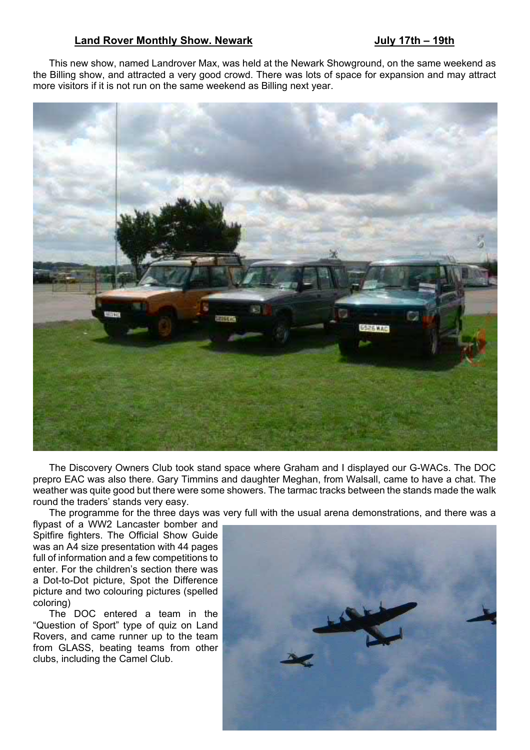**Land Rover Monthly Show. Newark** **July 17th – 19th**

This new show, named Landrover Max, was held at the Newark Showground, on the same weekend as the Billing show, and attracted a very good crowd. There was lots of space for expansion and may attract more visitors if it is not run on the same weekend as Billing next year.

The Discovery Owners Club took stand space where Graham and I displayed our G-WACs. The DOC prepro EAC was also there. Gary Timmins and daughter Meghan, from Walsall, came to have a chat. The weather was quite good but there were some showers. The tarmac tracks between the stands made the walk round the traders' stands very easy.

The programme for the three days was very full with the usual arena demonstrations, and there was a flypast of a WW2 Lancaster bomber and Spitfire fighters. The Official Show Guide was an A4 size presentation with 44 pages full of information and a few competitions to enter. For the children's section there was a Dot-to-Dot picture, Spot the Difference picture and two colouring pictures (spelled coloring)

The DOC entered a team in the "Question of Sport" type of quiz on Land Rovers, and came runner up to the team from GLASS, beating teams from other clubs, including the Camel Club.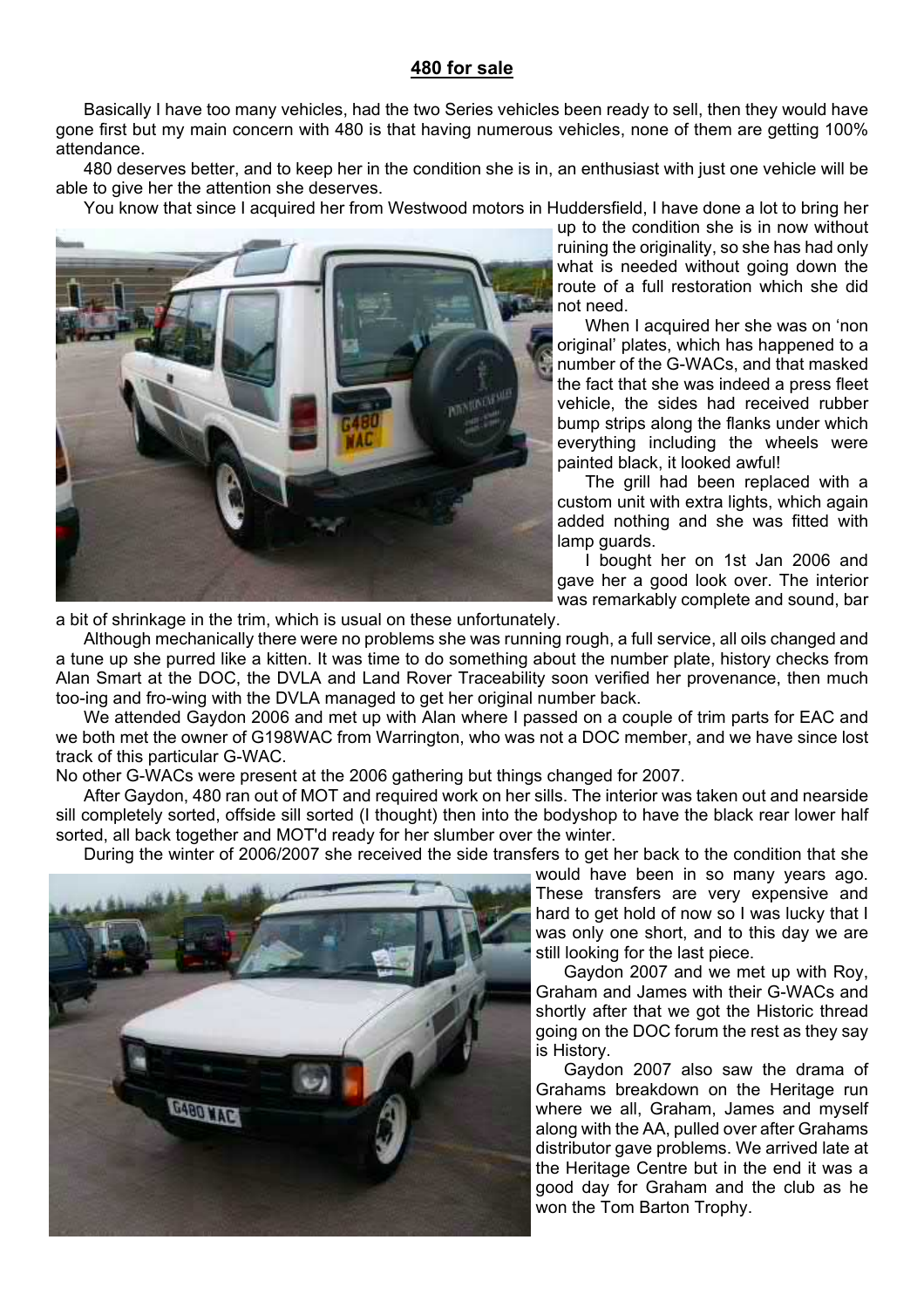## 480 for sale

Basically I have too many vehicles, had the two Series vehicles been ready to sell, then they would have gone first but my main concern with 480 is that having numerous vehicles, none of them are getting 100% attendance.

480 deserves better, and to keep her in the condition she is in, an enthusiast with just one vehicle will be able to give her the attention she deserves.

You know that since I acquired her from Westwood motors in Huddersfield, I have done a lot to bring her up to the condition she is in now without ruining the originality, so she has had only what is needed without going down the route of a full restoration which she did not need.

When I acquired her she was on 'non original' plates, which has happened to a number of the G-WACs, and that masked the fact that she was indeed a press fleet vehicle, the sides had received rubber bump strips along the flanks under which everything including the wheels were painted black, it looked awful!

The grill had been replaced with a custom unit with extra lights, which again added nothing and she was fitted with lamp guards.

I bought her on 1st Jan 2006 and gave her a good look over. The interior was remarkably complete and sound, bar a bit of shrinkage in the trim, which is usual on these unfortunately.

Although mechanically there were no problems she was running rough, a full service, all oils changed and a tune up she purred like a kitten. It was time to do something about the number plate, history checks from Alan Smart at the DOC, the DVLA and Land Rover Traceability soon verified her provenance, then much too-ing and fro-wing with the DVLA managed to get her original number back.

We attended Gaydon 2006 and met up with Alan where I passed on a couple of trim parts for EAC and we both met the owner of G198WAC from Warrington, who was not a DOC member, and we have since lost track of this particular G-WAC.

No other G-WACs were present at the 2006 gathering but things changed for 2007.

After Gaydon, 480 ran out of MOT and required work on her sills. The interior was taken out and nearside sill completely sorted, offside sill sorted (I thought) then into the bodyshop to have the black rear lower half sorted, all back together and MOT'd ready for her slumber over the winter.

During the winter of 2006/2007 she received the side transfers to get her back to the condition that she would have been in so many years ago. These transfers are very expensive and hard to get hold of now so I was lucky that I was only one short, and to this day we are still looking for the last piece.

Gaydon 2007 and we met up with Roy, Graham and James with their G-WACs and shortly after that we got the Historic thread going on the DOC forum the rest as they say is History.

Gaydon 2007 also saw the drama of Grahams breakdown on the Heritage run where we all, Graham, James and myself along with the AA, pulled over after Grahams distributor gave problems. We arrived late at the Heritage Centre but in the end it was a good day for Graham and the club as he won the Tom Barton Trophy.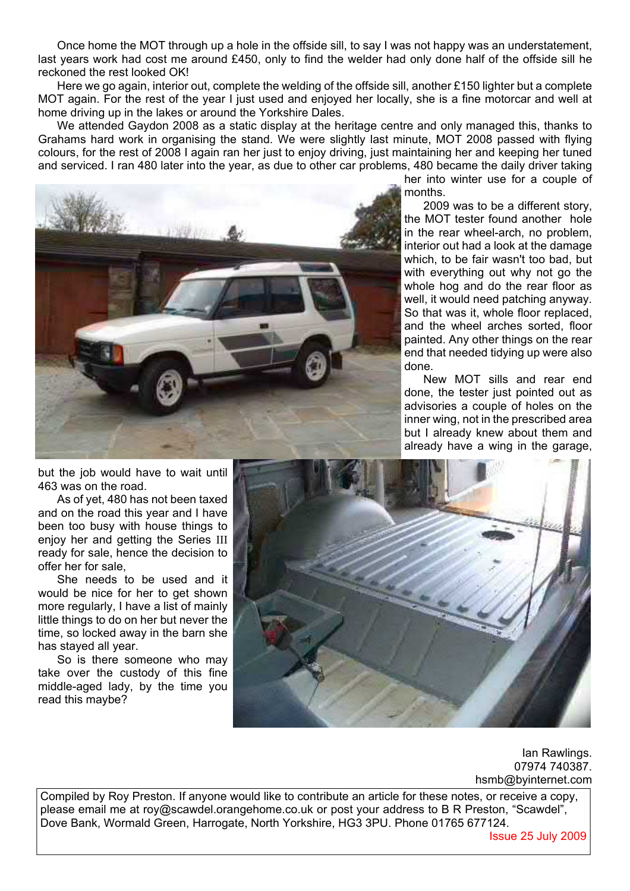Once home the MOT through up a hole in the offside sill, to say I was not happy was an understatement, last years work had cost me around £450, only to find the welder had only done half of the offside sill he reckoned the rest looked OK!

Here we go again, interior out, complete the welding of the offside sill, another £150 lighter but a complete MOT again. For the rest of the year I just used and enjoyed her locally, she is a fine motorcar and well at home driving up in the lakes or around the Yorkshire Dales.

We attended Gaydon 2008 as a static display at the heritage centre and only managed this, thanks to Grahams hard work in organising the stand. We were slightly last minute, MOT 2008 passed with flying colours, for the rest of 2008 I again ran her just to enjoy driving, just maintaining her and keeping her tuned and serviced. I ran 480 later into the year, as due to other car problems, 480 became the daily driver taking her into winter use for a couple of months.

2009 was to be a different story, the MOT tester found another hole in the rear wheel-arch, no problem, interior out had a look at the damage which, to be fair wasn't too bad, but with everything out why not go the whole hog and do the rear floor as well, it would need patching anyway. So that was it, whole floor replaced, and the wheel arches sorted, floor painted. Any other things on the rear end that needed tidying up were also done.

New MOT sills and rear end done, the tester just pointed out as advisories a couple of holes on the inner wing, not in the prescribed area but I already knew about them and already have a wing in the garage, but the job would have to wait until 463 was on the road.

As of yet, 480 has not been taxed and on the road this year and I have been too busy with house things to enjoy her and getting the Series III ready for sale, hence the decision to offer her for sale,

She needs to be used and it would be nice for her to get shown more regularly, I have a list of mainly little things to do on her but never the time, so locked away in the barn she has stayed all year.

So is there someone who may take over the custody of this fine middle-aged lady, by the time you read this maybe?

Ian Rawlings.
07974 740387.
hsmb@byinternet.com

Compiled by Roy Preston. If anyone would like to contribute an article for these notes, or receive a copy, please email me at roy@scawdel.orangehome.co.uk or post your address to B R Preston, "Scawdel", Dove Bank, Wormald Green, Harrogate, North Yorkshire, HG3 3PU. Phone 01765 677124.

Issue 25 July 2009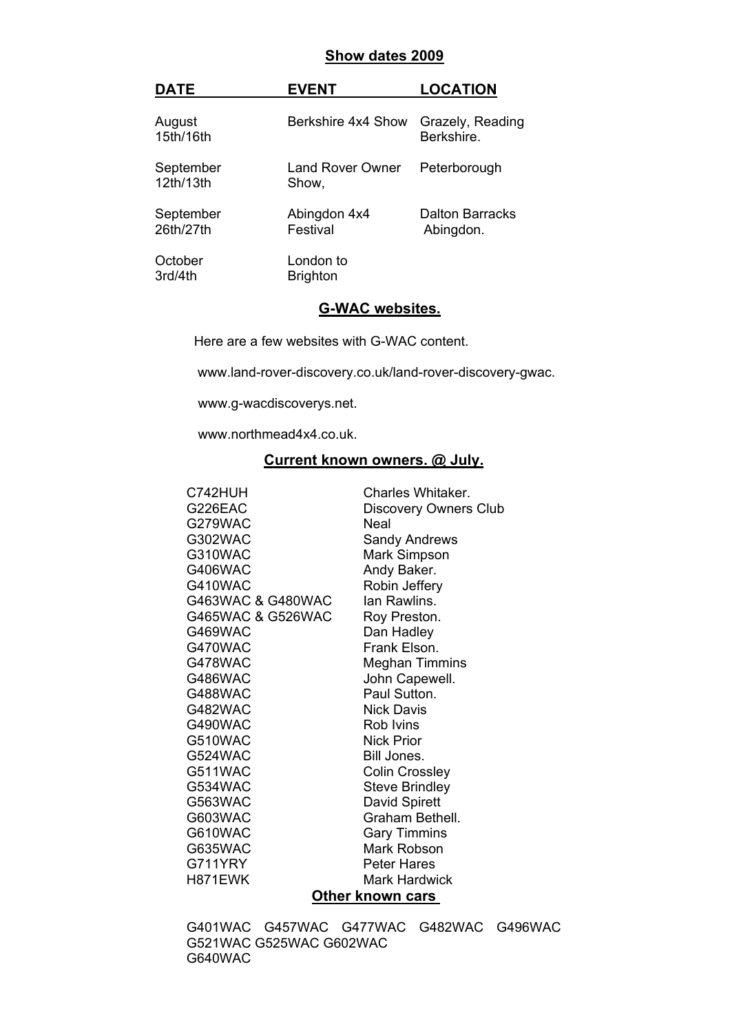## Show dates 2009

| DATE | EVENT | LOCATION |
|---|---|---|
| August 15th/16th | Berkshire 4x4 Show | Grazely, Reading Berkshire. |
| September 12th/13th | Land Rover Owner Show, | Peterborough |
| September 26th/27th | Abingdon 4x4 Festival | Dalton Barracks Abingdon. |
| October 3rd/4th | London to Brighton | |

## G-WAC websites.

Here are a few websites with G-WAC content.

www.land-rover-discovery.co.uk/land-rover-discovery-gwac.

www.g-wacdiscoverys.net.

www.northmead4x4.co.uk.

## Current known owners. @ July.

| | |
|---|---|
| C742HUH | Charles Whitaker. |
| G226EAC | Discovery Owners Club |
| G279WAC | Neal |
| G302WAC | Sandy Andrews |
| G310WAC | Mark Simpson |
| G406WAC | Andy Baker. |
| G410WAC | Robin Jeffery |
| G463WAC & G480WAC | Ian Rawlins. |
| G465WAC & G526WAC | Roy Preston. |
| G469WAC | Dan Hadley |
| G470WAC | Frank Elson. |
| G478WAC | Meghan Timmins |
| G486WAC | John Capewell. |
| G488WAC | Paul Sutton. |
| G482WAC | Nick Davis |
| G490WAC | Rob Ivins |
| G510WAC | Nick Prior |
| G524WAC | Bill Jones. |
| G511WAC | Colin Crossley |
| G534WAC | Steve Brindley |
| G563WAC | David Spirett |
| G603WAC | Graham Bethell. |
| G610WAC | Gary Timmins |
| G635WAC | Mark Robson |
| G711YRY | Peter Hares |
| H871EWK | Mark Hardwick |

## Other known cars

G401WAC G457WAC G477WAC G482WAC G496WAC
G521WAC G525WAC G602WAC
G640WAC